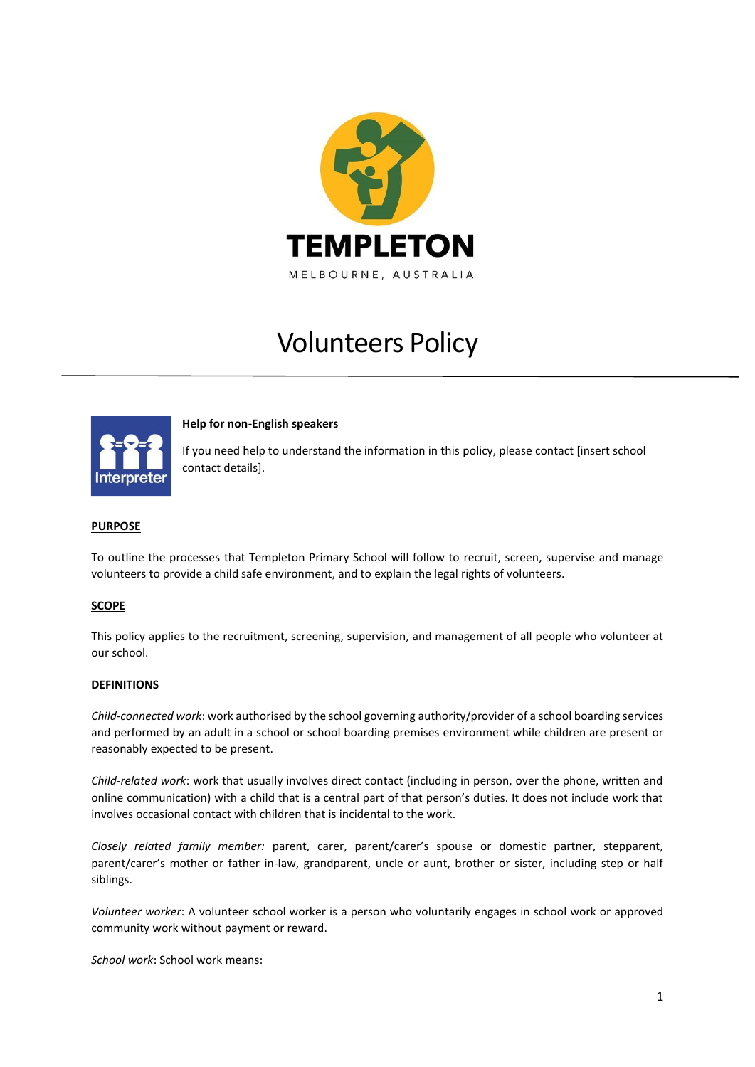TEMPLETON

MELBOURNE, AUSTRALIA

# Volunteers Policy

**Help for non-English speakers**

If you need help to understand the information in this policy, please contact [insert school contact details].

## PURPOSE

To outline the processes that Templeton Primary School will follow to recruit, screen, supervise and manage volunteers to provide a child safe environment, and to explain the legal rights of volunteers.

## SCOPE

This policy applies to the recruitment, screening, supervision, and management of all people who volunteer at our school.

## DEFINITIONS

*Child-connected work*: work authorised by the school governing authority/provider of a school boarding services and performed by an adult in a school or school boarding premises environment while children are present or reasonably expected to be present.

*Child-related work*: work that usually involves direct contact (including in person, over the phone, written and online communication) with a child that is a central part of that person's duties. It does not include work that involves occasional contact with children that is incidental to the work.

*Closely related family member:* parent, carer, parent/carer's spouse or domestic partner, stepparent, parent/carer's mother or father in-law, grandparent, uncle or aunt, brother or sister, including step or half siblings.

*Volunteer worker*: A volunteer school worker is a person who voluntarily engages in school work or approved community work without payment or reward.

*School work*: School work means: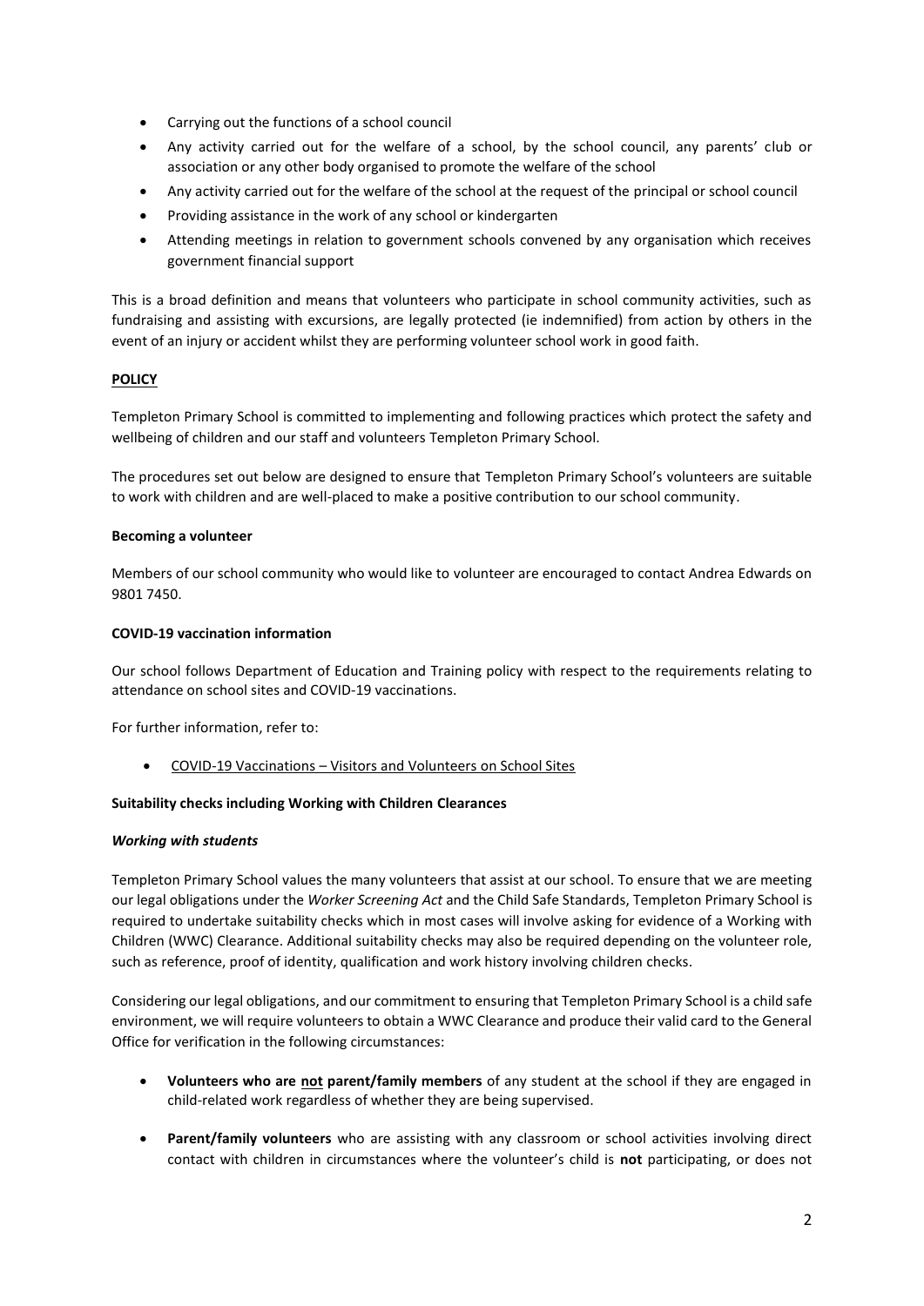- Carrying out the functions of a school council
- Any activity carried out for the welfare of a school, by the school council, any parents' club or association or any other body organised to promote the welfare of the school
- Any activity carried out for the welfare of the school at the request of the principal or school council
- Providing assistance in the work of any school or kindergarten
- Attending meetings in relation to government schools convened by any organisation which receives government financial support

This is a broad definition and means that volunteers who participate in school community activities, such as fundraising and assisting with excursions, are legally protected (ie indemnified) from action by others in the event of an injury or accident whilst they are performing volunteer school work in good faith.

## POLICY

Templeton Primary School is committed to implementing and following practices which protect the safety and wellbeing of children and our staff and volunteers Templeton Primary School.

The procedures set out below are designed to ensure that Templeton Primary School's volunteers are suitable to work with children and are well-placed to make a positive contribution to our school community.

### Becoming a volunteer

Members of our school community who would like to volunteer are encouraged to contact Andrea Edwards on 9801 7450.

### COVID-19 vaccination information

Our school follows Department of Education and Training policy with respect to the requirements relating to attendance on school sites and COVID-19 vaccinations.

For further information, refer to:

- COVID-19 Vaccinations – Visitors and Volunteers on School Sites

### Suitability checks including Working with Children Clearances

#### *Working with students*

Templeton Primary School values the many volunteers that assist at our school. To ensure that we are meeting our legal obligations under the *Worker Screening Act* and the Child Safe Standards, Templeton Primary School is required to undertake suitability checks which in most cases will involve asking for evidence of a Working with Children (WWC) Clearance. Additional suitability checks may also be required depending on the volunteer role, such as reference, proof of identity, qualification and work history involving children checks.

Considering our legal obligations, and our commitment to ensuring that Templeton Primary School is a child safe environment, we will require volunteers to obtain a WWC Clearance and produce their valid card to the General Office for verification in the following circumstances:

- **Volunteers who are not parent/family members** of any student at the school if they are engaged in child-related work regardless of whether they are being supervised.
- **Parent/family volunteers** who are assisting with any classroom or school activities involving direct contact with children in circumstances where the volunteer's child is **not** participating, or does not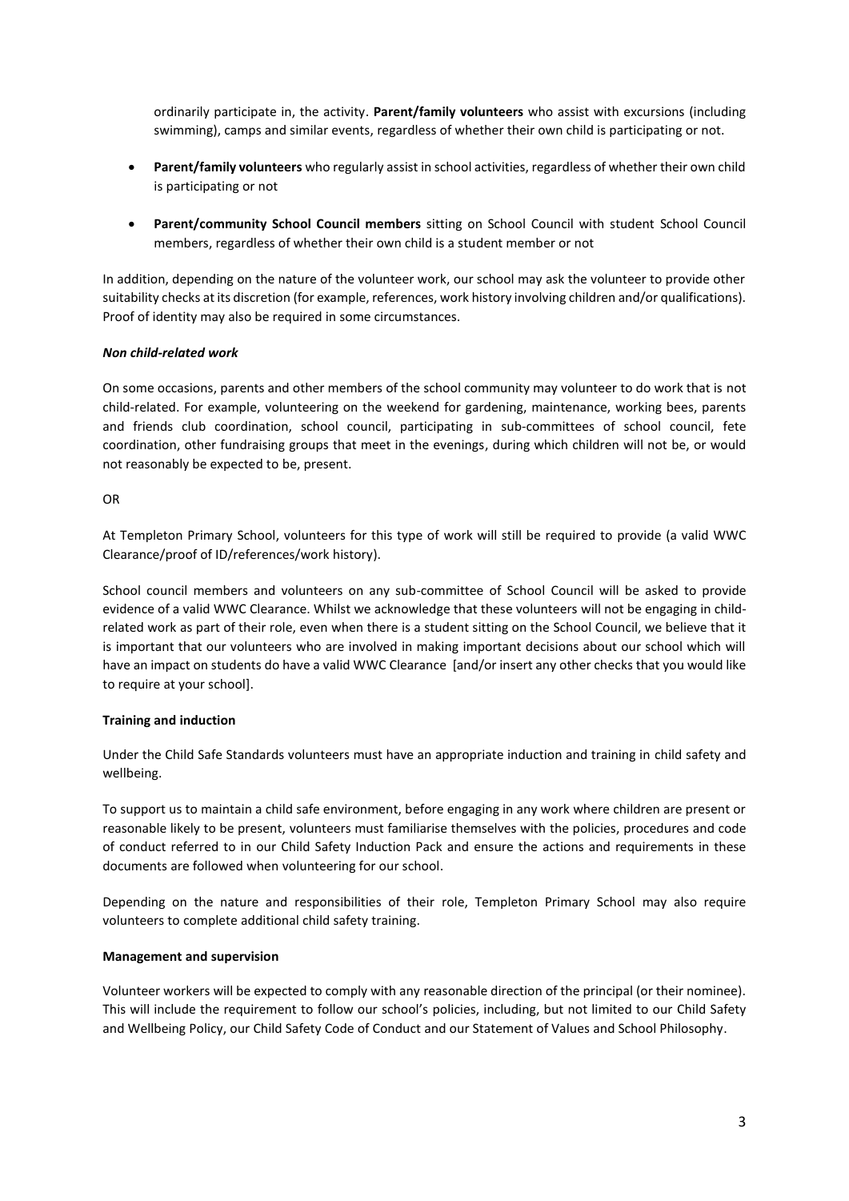ordinarily participate in, the activity. **Parent/family volunteers** who assist with excursions (including swimming), camps and similar events, regardless of whether their own child is participating or not.

- **Parent/family volunteers** who regularly assist in school activities, regardless of whether their own child is participating or not
- **Parent/community School Council members** sitting on School Council with student School Council members, regardless of whether their own child is a student member or not

In addition, depending on the nature of the volunteer work, our school may ask the volunteer to provide other suitability checks at its discretion (for example, references, work history involving children and/or qualifications). Proof of identity may also be required in some circumstances.

***Non child-related work***

On some occasions, parents and other members of the school community may volunteer to do work that is not child-related. For example, volunteering on the weekend for gardening, maintenance, working bees, parents and friends club coordination, school council, participating in sub-committees of school council, fete coordination, other fundraising groups that meet in the evenings, during which children will not be, or would not reasonably be expected to be, present.

OR

At Templeton Primary School, volunteers for this type of work will still be required to provide (a valid WWC Clearance/proof of ID/references/work history).

School council members and volunteers on any sub-committee of School Council will be asked to provide evidence of a valid WWC Clearance. Whilst we acknowledge that these volunteers will not be engaging in child-related work as part of their role, even when there is a student sitting on the School Council, we believe that it is important that our volunteers who are involved in making important decisions about our school which will have an impact on students do have a valid WWC Clearance [and/or insert any other checks that you would like to require at your school].

**Training and induction**

Under the Child Safe Standards volunteers must have an appropriate induction and training in child safety and wellbeing.

To support us to maintain a child safe environment, before engaging in any work where children are present or reasonable likely to be present, volunteers must familiarise themselves with the policies, procedures and code of conduct referred to in our Child Safety Induction Pack and ensure the actions and requirements in these documents are followed when volunteering for our school.

Depending on the nature and responsibilities of their role, Templeton Primary School may also require volunteers to complete additional child safety training.

**Management and supervision**

Volunteer workers will be expected to comply with any reasonable direction of the principal (or their nominee). This will include the requirement to follow our school's policies, including, but not limited to our Child Safety and Wellbeing Policy, our Child Safety Code of Conduct and our Statement of Values and School Philosophy.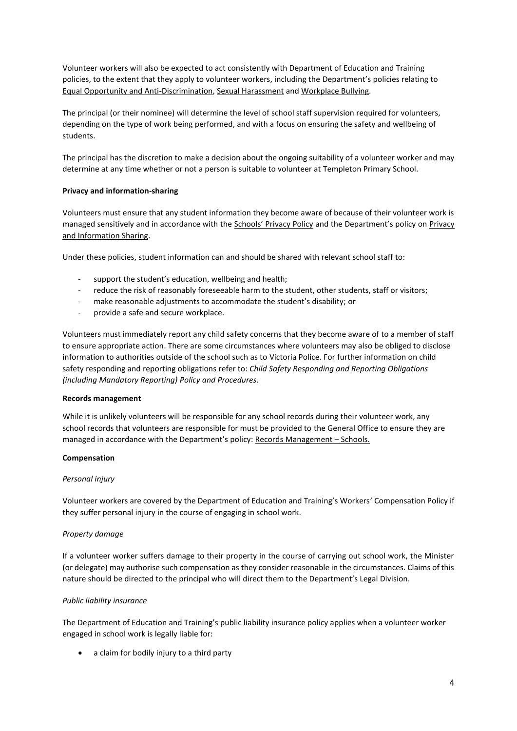Volunteer workers will also be expected to act consistently with Department of Education and Training policies, to the extent that they apply to volunteer workers, including the Department's policies relating to Equal Opportunity and Anti-Discrimination, Sexual Harassment and Workplace Bullying.

The principal (or their nominee) will determine the level of school staff supervision required for volunteers, depending on the type of work being performed, and with a focus on ensuring the safety and wellbeing of students.

The principal has the discretion to make a decision about the ongoing suitability of a volunteer worker and may determine at any time whether or not a person is suitable to volunteer at Templeton Primary School.

**Privacy and information-sharing**

Volunteers must ensure that any student information they become aware of because of their volunteer work is managed sensitively and in accordance with the Schools' Privacy Policy and the Department's policy on Privacy and Information Sharing.

Under these policies, student information can and should be shared with relevant school staff to:

- support the student's education, wellbeing and health;
- reduce the risk of reasonably foreseeable harm to the student, other students, staff or visitors;
- make reasonable adjustments to accommodate the student's disability; or
- provide a safe and secure workplace.

Volunteers must immediately report any child safety concerns that they become aware of to a member of staff to ensure appropriate action. There are some circumstances where volunteers may also be obliged to disclose information to authorities outside of the school such as to Victoria Police. For further information on child safety responding and reporting obligations refer to: *Child Safety Responding and Reporting Obligations (including Mandatory Reporting) Policy and Procedures.*

**Records management**

While it is unlikely volunteers will be responsible for any school records during their volunteer work, any school records that volunteers are responsible for must be provided to the General Office to ensure they are managed in accordance with the Department's policy: Records Management – Schools.

**Compensation**

*Personal injury*

Volunteer workers are covered by the Department of Education and Training's Workers' Compensation Policy if they suffer personal injury in the course of engaging in school work.

*Property damage*

If a volunteer worker suffers damage to their property in the course of carrying out school work, the Minister (or delegate) may authorise such compensation as they consider reasonable in the circumstances. Claims of this nature should be directed to the principal who will direct them to the Department's Legal Division.

*Public liability insurance*

The Department of Education and Training's public liability insurance policy applies when a volunteer worker engaged in school work is legally liable for:

- a claim for bodily injury to a third party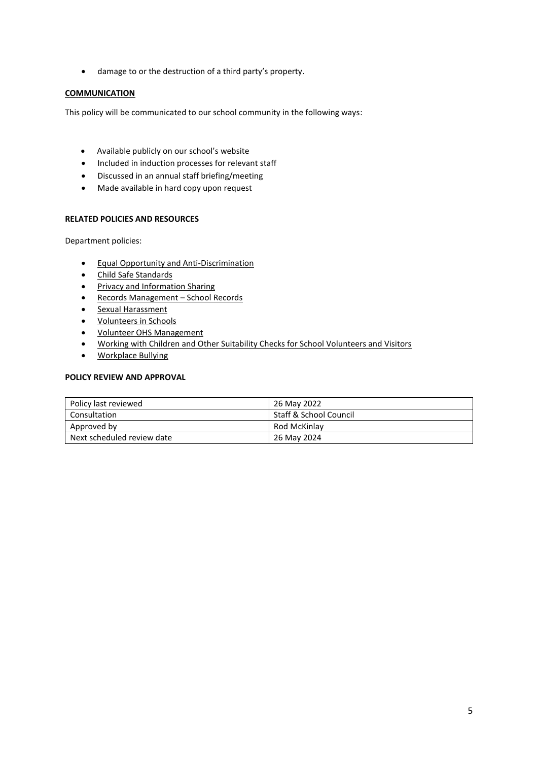- damage to or the destruction of a third party's property.

## COMMUNICATION

This policy will be communicated to our school community in the following ways:

- Available publicly on our school's website
- Included in induction processes for relevant staff
- Discussed in an annual staff briefing/meeting
- Made available in hard copy upon request

## RELATED POLICIES AND RESOURCES

Department policies:

- Equal Opportunity and Anti-Discrimination
- Child Safe Standards
- Privacy and Information Sharing
- Records Management – School Records
- Sexual Harassment
- Volunteers in Schools
- Volunteer OHS Management
- Working with Children and Other Suitability Checks for School Volunteers and Visitors
- Workplace Bullying

## POLICY REVIEW AND APPROVAL

| | |
|---|---|
| Policy last reviewed | 26 May 2022 |
| Consultation | Staff & School Council |
| Approved by | Rod McKinlay |
| Next scheduled review date | 26 May 2024 |